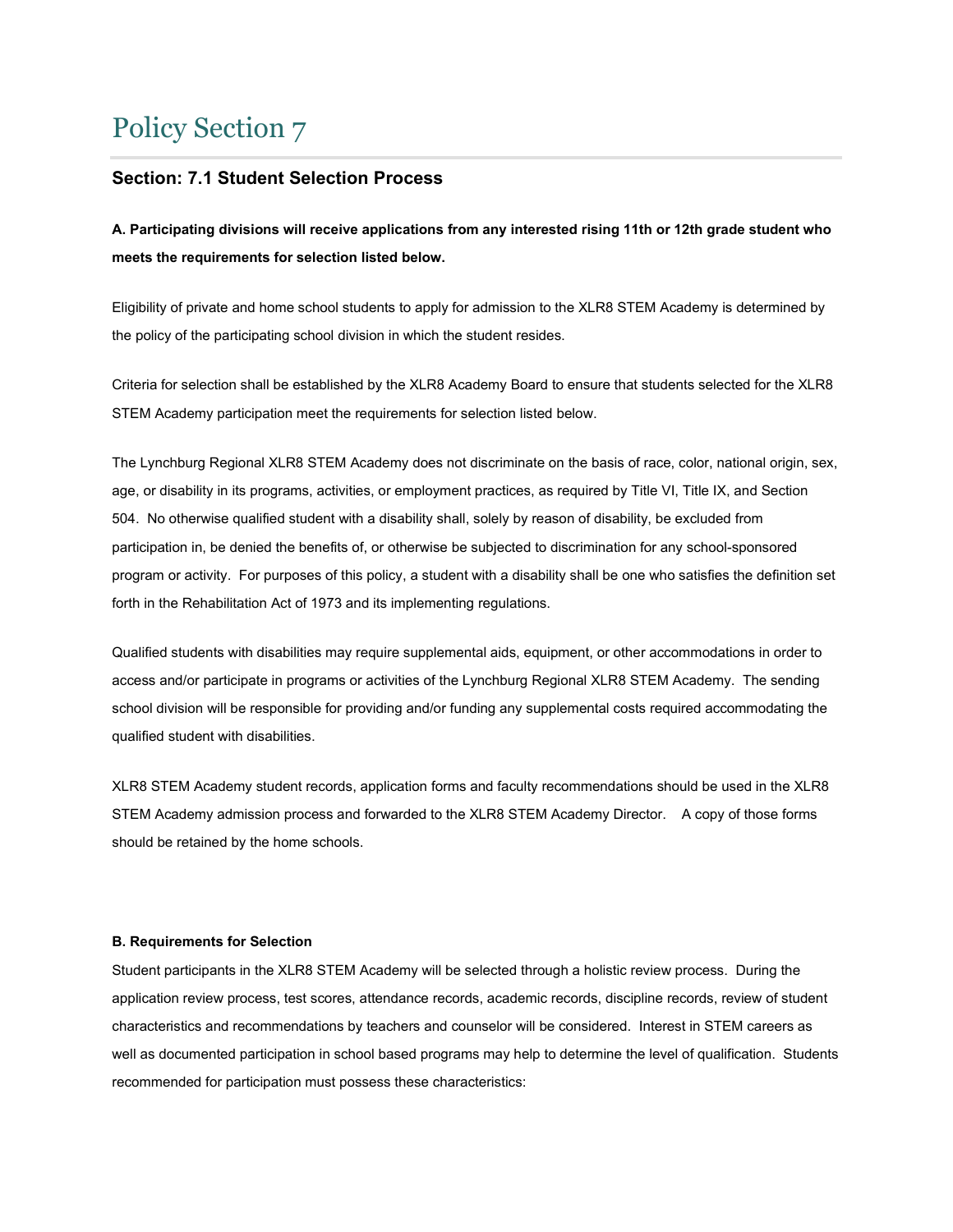# Policy Section 7

## Section: 7.1 Student Selection Process

**A. Participating divisions will receive applications from any interested rising 11th or 12th grade student who meets the requirements for selection listed below.**

Eligibility of private and home school students to apply for admission to the XLR8 STEM Academy is determined by the policy of the participating school division in which the student resides.

Criteria for selection shall be established by the XLR8 Academy Board to ensure that students selected for the XLR8 STEM Academy participation meet the requirements for selection listed below.

The Lynchburg Regional XLR8 STEM Academy does not discriminate on the basis of race, color, national origin, sex, age, or disability in its programs, activities, or employment practices, as required by Title VI, Title IX, and Section 504. No otherwise qualified student with a disability shall, solely by reason of disability, be excluded from participation in, be denied the benefits of, or otherwise be subjected to discrimination for any school-sponsored program or activity. For purposes of this policy, a student with a disability shall be one who satisfies the definition set forth in the Rehabilitation Act of 1973 and its implementing regulations.

Qualified students with disabilities may require supplemental aids, equipment, or other accommodations in order to access and/or participate in programs or activities of the Lynchburg Regional XLR8 STEM Academy. The sending school division will be responsible for providing and/or funding any supplemental costs required accommodating the qualified student with disabilities.

XLR8 STEM Academy student records, application forms and faculty recommendations should be used in the XLR8 STEM Academy admission process and forwarded to the XLR8 STEM Academy Director. A copy of those forms should be retained by the home schools.

**B. Requirements for Selection**

Student participants in the XLR8 STEM Academy will be selected through a holistic review process. During the application review process, test scores, attendance records, academic records, discipline records, review of student characteristics and recommendations by teachers and counselor will be considered. Interest in STEM careers as well as documented participation in school based programs may help to determine the level of qualification. Students recommended for participation must possess these characteristics: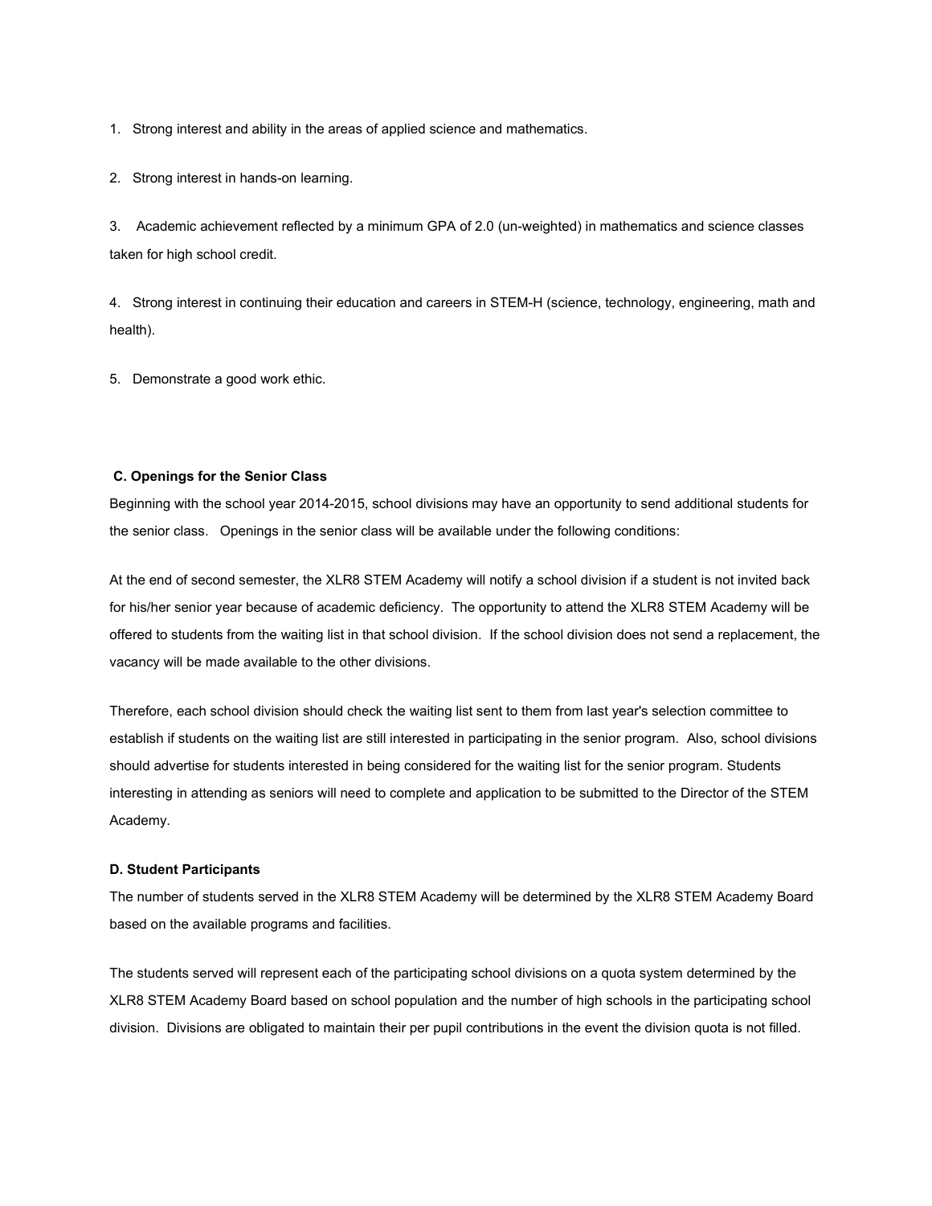1. Strong interest and ability in the areas of applied science and mathematics.

2. Strong interest in hands-on learning.

3. Academic achievement reflected by a minimum GPA of 2.0 (un-weighted) in mathematics and science classes taken for high school credit.

4. Strong interest in continuing their education and careers in STEM-H (science, technology, engineering, math and health).

5. Demonstrate a good work ethic.

**C. Openings for the Senior Class**

Beginning with the school year 2014-2015, school divisions may have an opportunity to send additional students for the senior class. Openings in the senior class will be available under the following conditions:

At the end of second semester, the XLR8 STEM Academy will notify a school division if a student is not invited back for his/her senior year because of academic deficiency. The opportunity to attend the XLR8 STEM Academy will be offered to students from the waiting list in that school division. If the school division does not send a replacement, the vacancy will be made available to the other divisions.

Therefore, each school division should check the waiting list sent to them from last year's selection committee to establish if students on the waiting list are still interested in participating in the senior program. Also, school divisions should advertise for students interested in being considered for the waiting list for the senior program. Students interesting in attending as seniors will need to complete and application to be submitted to the Director of the STEM Academy.

**D. Student Participants**

The number of students served in the XLR8 STEM Academy will be determined by the XLR8 STEM Academy Board based on the available programs and facilities.

The students served will represent each of the participating school divisions on a quota system determined by the XLR8 STEM Academy Board based on school population and the number of high schools in the participating school division. Divisions are obligated to maintain their per pupil contributions in the event the division quota is not filled.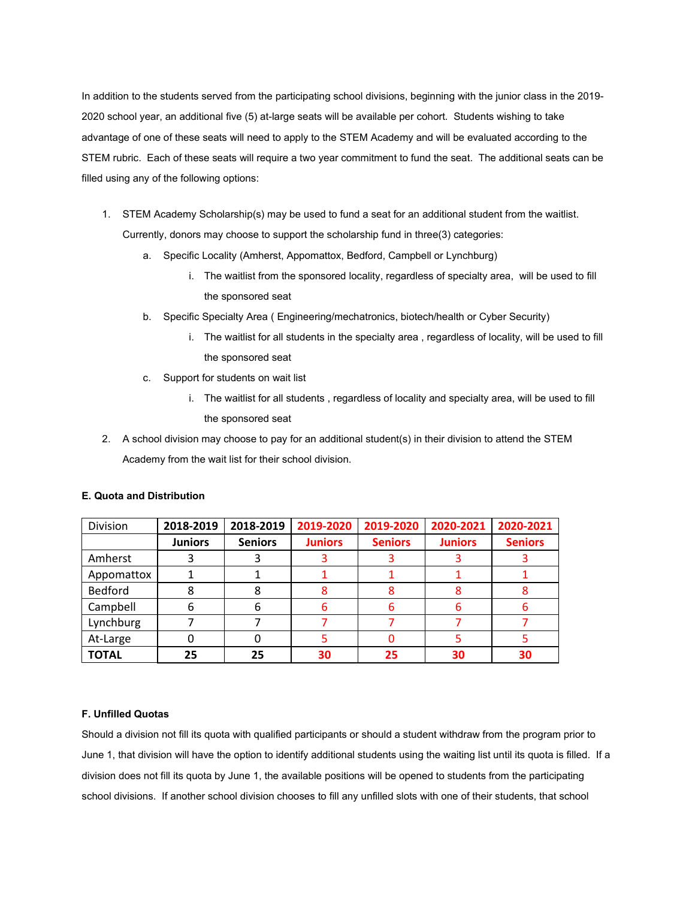In addition to the students served from the participating school divisions, beginning with the junior class in the 2019-2020 school year, an additional five (5) at-large seats will be available per cohort. Students wishing to take advantage of one of these seats will need to apply to the STEM Academy and will be evaluated according to the STEM rubric. Each of these seats will require a two year commitment to fund the seat. The additional seats can be filled using any of the following options:

1. STEM Academy Scholarship(s) may be used to fund a seat for an additional student from the waitlist. Currently, donors may choose to support the scholarship fund in three(3) categories:
   a. Specific Locality (Amherst, Appomattox, Bedford, Campbell or Lynchburg)
      i. The waitlist from the sponsored locality, regardless of specialty area, will be used to fill the sponsored seat
   b. Specific Specialty Area ( Engineering/mechatronics, biotech/health or Cyber Security)
      i. The waitlist for all students in the specialty area , regardless of locality, will be used to fill the sponsored seat
   c. Support for students on wait list
      i. The waitlist for all students , regardless of locality and specialty area, will be used to fill the sponsored seat
2. A school division may choose to pay for an additional student(s) in their division to attend the STEM Academy from the wait list for their school division.

**E. Quota and Distribution**

| Division | 2018-2019 | 2018-2019 | 2019-2020 | 2019-2020 | 2020-2021 | 2020-2021 |
|---|---|---|---|---|---|---|
| | **Juniors** | **Seniors** | **Juniors** | **Seniors** | **Juniors** | **Seniors** |
| Amherst | 3 | 3 | 3 | 3 | 3 | 3 |
| Appomattox | 1 | 1 | 1 | 1 | 1 | 1 |
| Bedford | 8 | 8 | 8 | 8 | 8 | 8 |
| Campbell | 6 | 6 | 6 | 6 | 6 | 6 |
| Lynchburg | 7 | 7 | 7 | 7 | 7 | 7 |
| At-Large | 0 | 0 | 5 | 0 | 5 | 5 |
| **TOTAL** | **25** | **25** | **30** | **25** | **30** | **30** |

**F. Unfilled Quotas**

Should a division not fill its quota with qualified participants or should a student withdraw from the program prior to June 1, that division will have the option to identify additional students using the waiting list until its quota is filled. If a division does not fill its quota by June 1, the available positions will be opened to students from the participating school divisions. If another school division chooses to fill any unfilled slots with one of their students, that school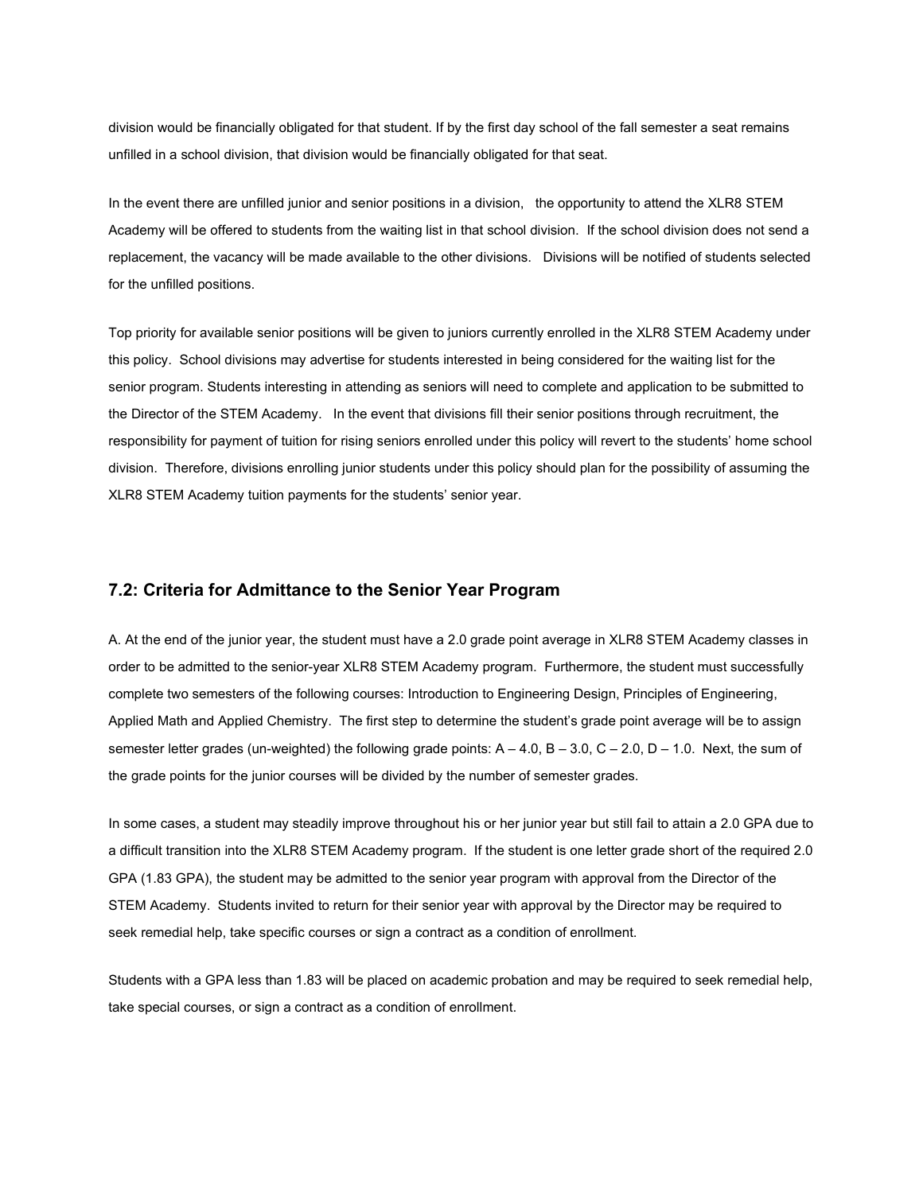division would be financially obligated for that student. If by the first day school of the fall semester a seat remains unfilled in a school division, that division would be financially obligated for that seat.

In the event there are unfilled junior and senior positions in a division, the opportunity to attend the XLR8 STEM Academy will be offered to students from the waiting list in that school division. If the school division does not send a replacement, the vacancy will be made available to the other divisions. Divisions will be notified of students selected for the unfilled positions.

Top priority for available senior positions will be given to juniors currently enrolled in the XLR8 STEM Academy under this policy. School divisions may advertise for students interested in being considered for the waiting list for the senior program. Students interesting in attending as seniors will need to complete and application to be submitted to the Director of the STEM Academy. In the event that divisions fill their senior positions through recruitment, the responsibility for payment of tuition for rising seniors enrolled under this policy will revert to the students' home school division. Therefore, divisions enrolling junior students under this policy should plan for the possibility of assuming the XLR8 STEM Academy tuition payments for the students' senior year.

## 7.2: Criteria for Admittance to the Senior Year Program

A. At the end of the junior year, the student must have a 2.0 grade point average in XLR8 STEM Academy classes in order to be admitted to the senior-year XLR8 STEM Academy program. Furthermore, the student must successfully complete two semesters of the following courses: Introduction to Engineering Design, Principles of Engineering, Applied Math and Applied Chemistry. The first step to determine the student's grade point average will be to assign semester letter grades (un-weighted) the following grade points: A – 4.0, B – 3.0, C – 2.0, D – 1.0. Next, the sum of the grade points for the junior courses will be divided by the number of semester grades.

In some cases, a student may steadily improve throughout his or her junior year but still fail to attain a 2.0 GPA due to a difficult transition into the XLR8 STEM Academy program. If the student is one letter grade short of the required 2.0 GPA (1.83 GPA), the student may be admitted to the senior year program with approval from the Director of the STEM Academy. Students invited to return for their senior year with approval by the Director may be required to seek remedial help, take specific courses or sign a contract as a condition of enrollment.

Students with a GPA less than 1.83 will be placed on academic probation and may be required to seek remedial help, take special courses, or sign a contract as a condition of enrollment.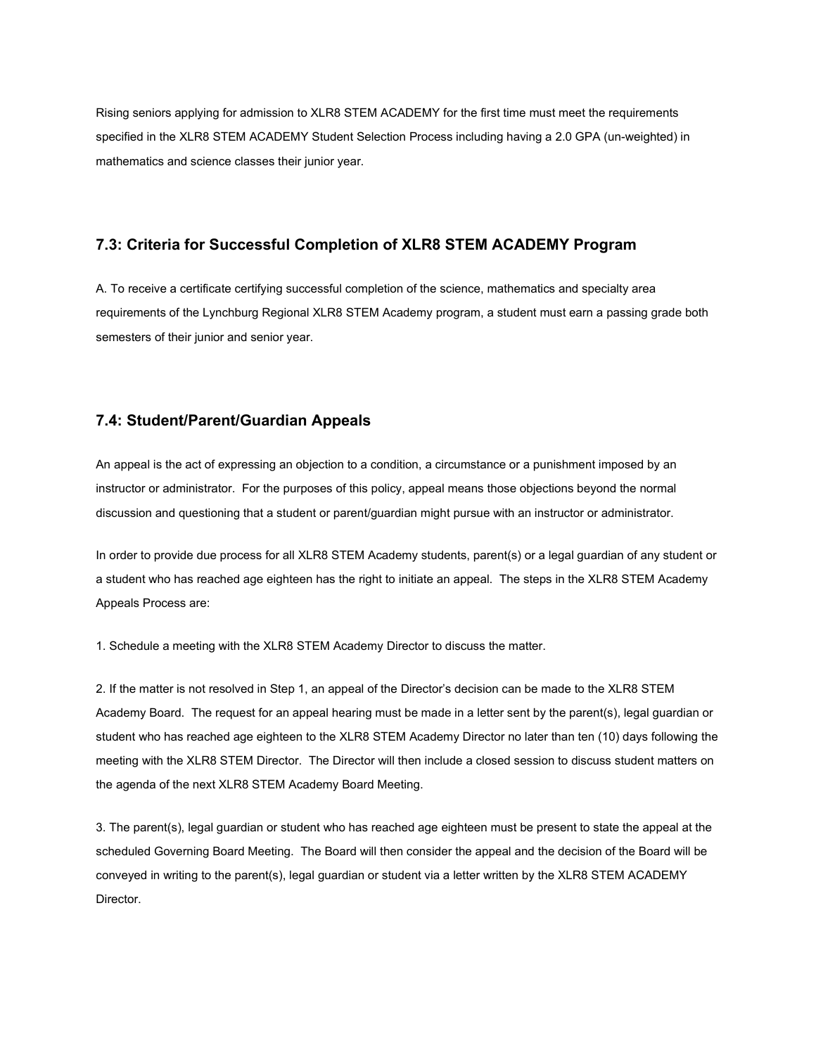Rising seniors applying for admission to XLR8 STEM ACADEMY for the first time must meet the requirements specified in the XLR8 STEM ACADEMY Student Selection Process including having a 2.0 GPA (un-weighted) in mathematics and science classes their junior year.

## 7.3: Criteria for Successful Completion of XLR8 STEM ACADEMY Program

A. To receive a certificate certifying successful completion of the science, mathematics and specialty area requirements of the Lynchburg Regional XLR8 STEM Academy program, a student must earn a passing grade both semesters of their junior and senior year.

## 7.4: Student/Parent/Guardian Appeals

An appeal is the act of expressing an objection to a condition, a circumstance or a punishment imposed by an instructor or administrator. For the purposes of this policy, appeal means those objections beyond the normal discussion and questioning that a student or parent/guardian might pursue with an instructor or administrator.

In order to provide due process for all XLR8 STEM Academy students, parent(s) or a legal guardian of any student or a student who has reached age eighteen has the right to initiate an appeal. The steps in the XLR8 STEM Academy Appeals Process are:

1. Schedule a meeting with the XLR8 STEM Academy Director to discuss the matter.

2. If the matter is not resolved in Step 1, an appeal of the Director's decision can be made to the XLR8 STEM Academy Board. The request for an appeal hearing must be made in a letter sent by the parent(s), legal guardian or student who has reached age eighteen to the XLR8 STEM Academy Director no later than ten (10) days following the meeting with the XLR8 STEM Director. The Director will then include a closed session to discuss student matters on the agenda of the next XLR8 STEM Academy Board Meeting.

3. The parent(s), legal guardian or student who has reached age eighteen must be present to state the appeal at the scheduled Governing Board Meeting. The Board will then consider the appeal and the decision of the Board will be conveyed in writing to the parent(s), legal guardian or student via a letter written by the XLR8 STEM ACADEMY Director.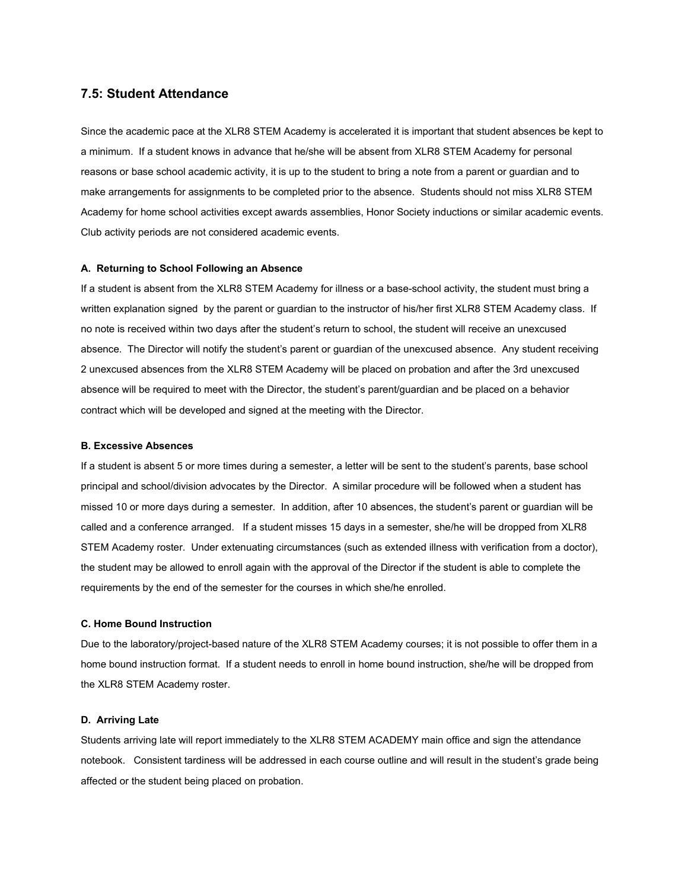## 7.5: Student Attendance

Since the academic pace at the XLR8 STEM Academy is accelerated it is important that student absences be kept to a minimum. If a student knows in advance that he/she will be absent from XLR8 STEM Academy for personal reasons or base school academic activity, it is up to the student to bring a note from a parent or guardian and to make arrangements for assignments to be completed prior to the absence. Students should not miss XLR8 STEM Academy for home school activities except awards assemblies, Honor Society inductions or similar academic events. Club activity periods are not considered academic events.

#### A. Returning to School Following an Absence

If a student is absent from the XLR8 STEM Academy for illness or a base-school activity, the student must bring a written explanation signed by the parent or guardian to the instructor of his/her first XLR8 STEM Academy class. If no note is received within two days after the student's return to school, the student will receive an unexcused absence. The Director will notify the student's parent or guardian of the unexcused absence. Any student receiving 2 unexcused absences from the XLR8 STEM Academy will be placed on probation and after the 3rd unexcused absence will be required to meet with the Director, the student's parent/guardian and be placed on a behavior contract which will be developed and signed at the meeting with the Director.

#### B. Excessive Absences

If a student is absent 5 or more times during a semester, a letter will be sent to the student's parents, base school principal and school/division advocates by the Director. A similar procedure will be followed when a student has missed 10 or more days during a semester. In addition, after 10 absences, the student's parent or guardian will be called and a conference arranged. If a student misses 15 days in a semester, she/he will be dropped from XLR8 STEM Academy roster. Under extenuating circumstances (such as extended illness with verification from a doctor), the student may be allowed to enroll again with the approval of the Director if the student is able to complete the requirements by the end of the semester for the courses in which she/he enrolled.

#### C. Home Bound Instruction

Due to the laboratory/project-based nature of the XLR8 STEM Academy courses; it is not possible to offer them in a home bound instruction format. If a student needs to enroll in home bound instruction, she/he will be dropped from the XLR8 STEM Academy roster.

#### D. Arriving Late

Students arriving late will report immediately to the XLR8 STEM ACADEMY main office and sign the attendance notebook. Consistent tardiness will be addressed in each course outline and will result in the student's grade being affected or the student being placed on probation.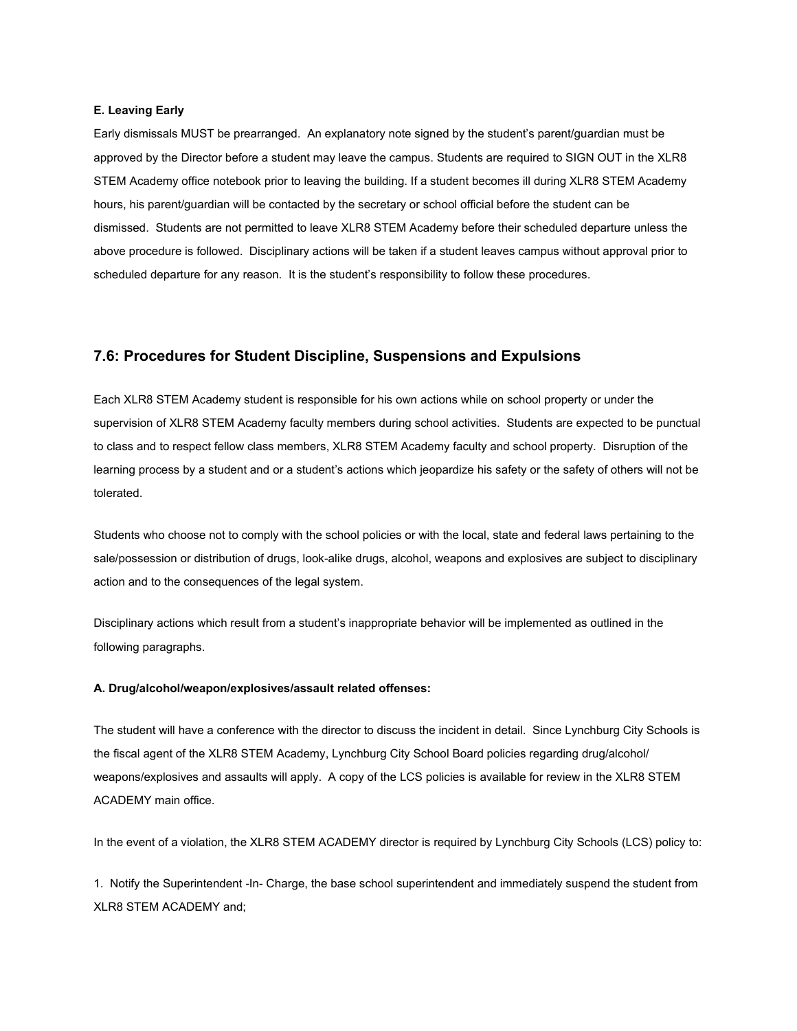**E. Leaving Early**

Early dismissals MUST be prearranged. An explanatory note signed by the student's parent/guardian must be approved by the Director before a student may leave the campus. Students are required to SIGN OUT in the XLR8 STEM Academy office notebook prior to leaving the building. If a student becomes ill during XLR8 STEM Academy hours, his parent/guardian will be contacted by the secretary or school official before the student can be dismissed. Students are not permitted to leave XLR8 STEM Academy before their scheduled departure unless the above procedure is followed. Disciplinary actions will be taken if a student leaves campus without approval prior to scheduled departure for any reason. It is the student's responsibility to follow these procedures.

## 7.6: Procedures for Student Discipline, Suspensions and Expulsions

Each XLR8 STEM Academy student is responsible for his own actions while on school property or under the supervision of XLR8 STEM Academy faculty members during school activities. Students are expected to be punctual to class and to respect fellow class members, XLR8 STEM Academy faculty and school property. Disruption of the learning process by a student and or a student's actions which jeopardize his safety or the safety of others will not be tolerated.

Students who choose not to comply with the school policies or with the local, state and federal laws pertaining to the sale/possession or distribution of drugs, look-alike drugs, alcohol, weapons and explosives are subject to disciplinary action and to the consequences of the legal system.

Disciplinary actions which result from a student's inappropriate behavior will be implemented as outlined in the following paragraphs.

**A. Drug/alcohol/weapon/explosives/assault related offenses:**

The student will have a conference with the director to discuss the incident in detail. Since Lynchburg City Schools is the fiscal agent of the XLR8 STEM Academy, Lynchburg City School Board policies regarding drug/alcohol/ weapons/explosives and assaults will apply. A copy of the LCS policies is available for review in the XLR8 STEM ACADEMY main office.

In the event of a violation, the XLR8 STEM ACADEMY director is required by Lynchburg City Schools (LCS) policy to:

1. Notify the Superintendent -In- Charge, the base school superintendent and immediately suspend the student from XLR8 STEM ACADEMY and;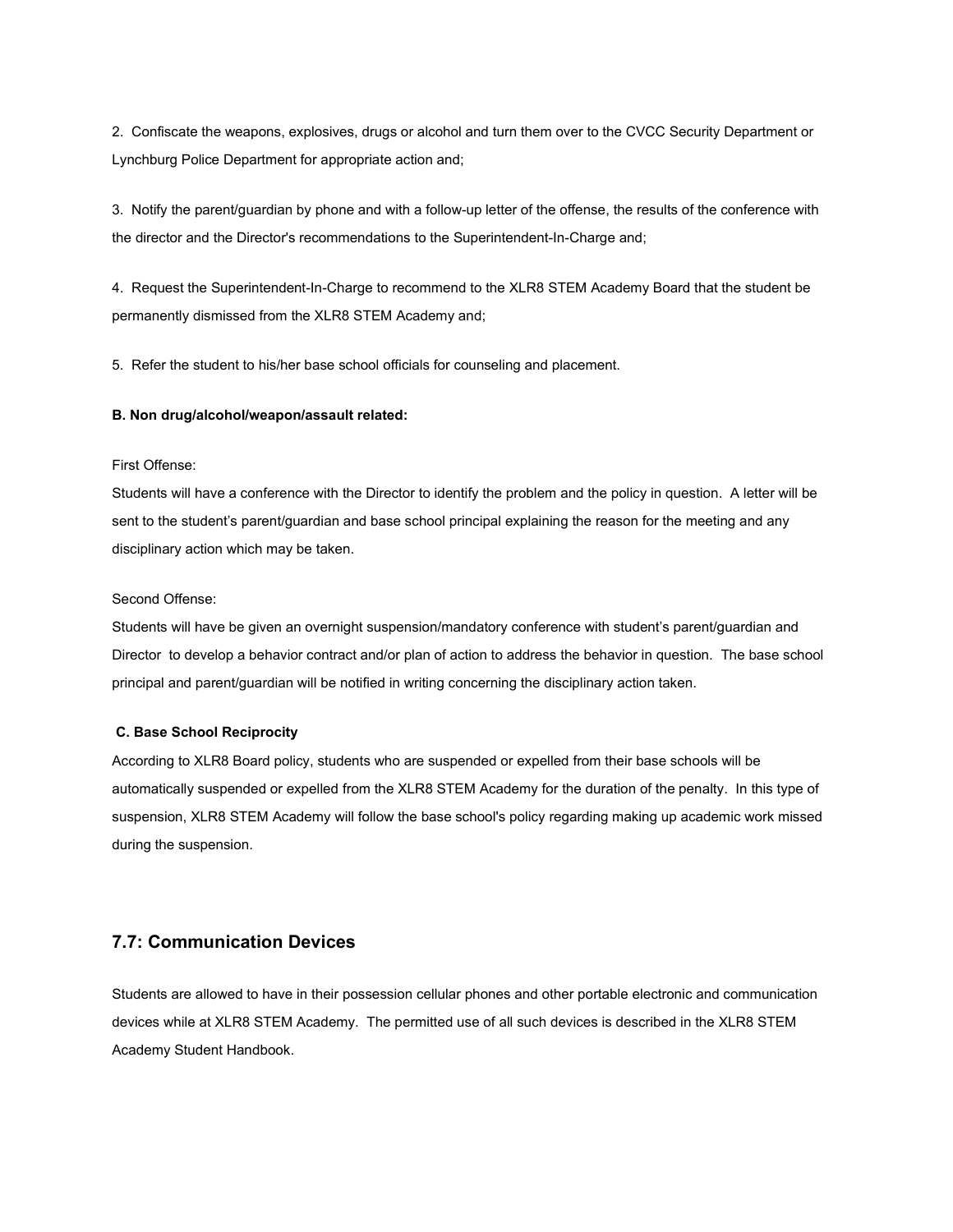2. Confiscate the weapons, explosives, drugs or alcohol and turn them over to the CVCC Security Department or Lynchburg Police Department for appropriate action and;

3. Notify the parent/guardian by phone and with a follow-up letter of the offense, the results of the conference with the director and the Director's recommendations to the Superintendent-In-Charge and;

4. Request the Superintendent-In-Charge to recommend to the XLR8 STEM Academy Board that the student be permanently dismissed from the XLR8 STEM Academy and;

5. Refer the student to his/her base school officials for counseling and placement.

**B. Non drug/alcohol/weapon/assault related:**

First Offense:
Students will have a conference with the Director to identify the problem and the policy in question. A letter will be sent to the student's parent/guardian and base school principal explaining the reason for the meeting and any disciplinary action which may be taken.

Second Offense:
Students will have be given an overnight suspension/mandatory conference with student's parent/guardian and Director to develop a behavior contract and/or plan of action to address the behavior in question. The base school principal and parent/guardian will be notified in writing concerning the disciplinary action taken.

**C. Base School Reciprocity**
According to XLR8 Board policy, students who are suspended or expelled from their base schools will be automatically suspended or expelled from the XLR8 STEM Academy for the duration of the penalty. In this type of suspension, XLR8 STEM Academy will follow the base school's policy regarding making up academic work missed during the suspension.

## 7.7: Communication Devices

Students are allowed to have in their possession cellular phones and other portable electronic and communication devices while at XLR8 STEM Academy. The permitted use of all such devices is described in the XLR8 STEM Academy Student Handbook.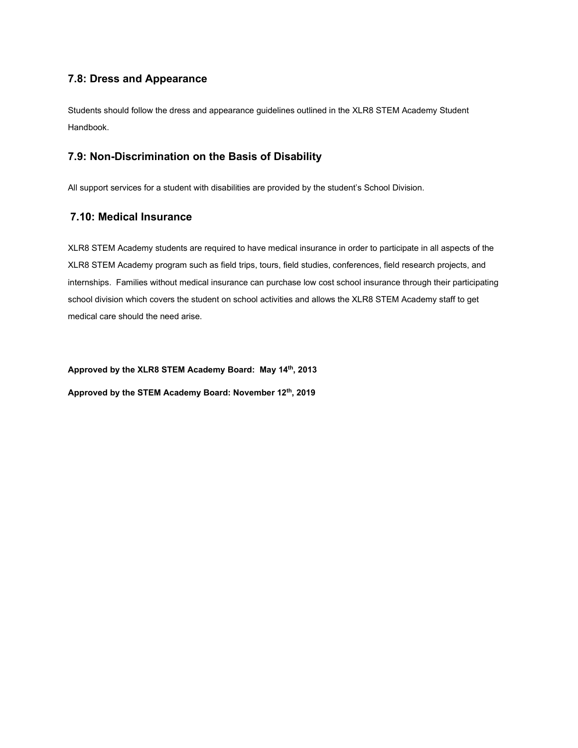### 7.8: Dress and Appearance

Students should follow the dress and appearance guidelines outlined in the XLR8 STEM Academy Student Handbook.

### 7.9: Non-Discrimination on the Basis of Disability

All support services for a student with disabilities are provided by the student's School Division.

### 7.10: Medical Insurance

XLR8 STEM Academy students are required to have medical insurance in order to participate in all aspects of the XLR8 STEM Academy program such as field trips, tours, field studies, conferences, field research projects, and internships. Families without medical insurance can purchase low cost school insurance through their participating school division which covers the student on school activities and allows the XLR8 STEM Academy staff to get medical care should the need arise.

**Approved by the XLR8 STEM Academy Board: May 14th, 2013**

**Approved by the STEM Academy Board: November 12th, 2019**